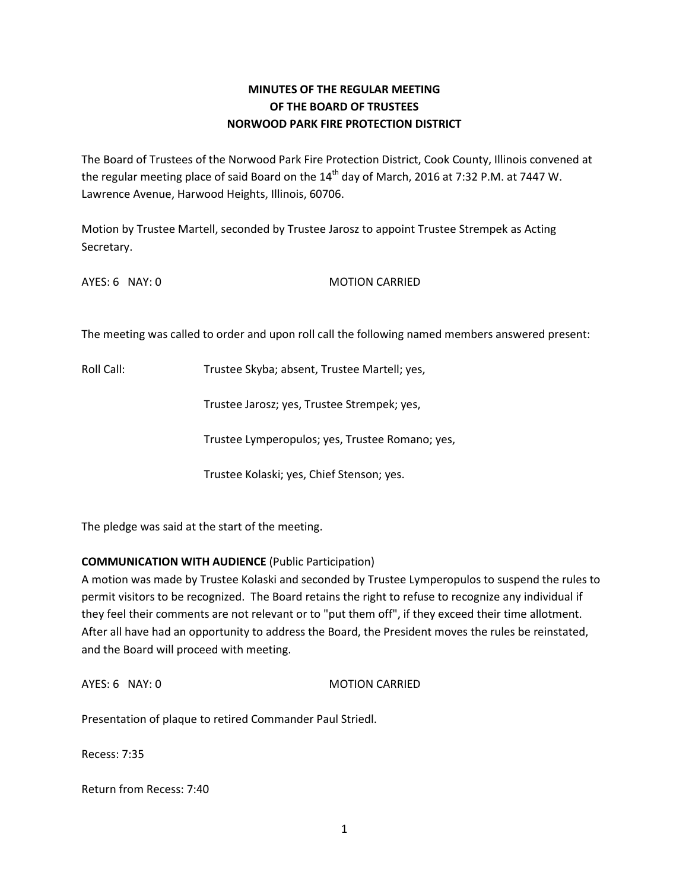# MINUTES OF THE REGULAR MEETING
# OF THE BOARD OF TRUSTEES
# NORWOOD PARK FIRE PROTECTION DISTRICT

The Board of Trustees of the Norwood Park Fire Protection District, Cook County, Illinois convened at the regular meeting place of said Board on the 14th day of March, 2016 at 7:32 P.M. at 7447 W. Lawrence Avenue, Harwood Heights, Illinois, 60706.

Motion by Trustee Martell, seconded by Trustee Jarosz to appoint Trustee Strempek as Acting Secretary.

AYES: 6 NAY: 0 MOTION CARRIED

The meeting was called to order and upon roll call the following named members answered present:

Roll Call: Trustee Skyba; absent, Trustee Martell; yes,

Trustee Jarosz; yes, Trustee Strempek; yes,

Trustee Lymperopulos; yes, Trustee Romano; yes,

Trustee Kolaski; yes, Chief Stenson; yes.

The pledge was said at the start of the meeting.

**COMMUNICATION WITH AUDIENCE** (Public Participation)
A motion was made by Trustee Kolaski and seconded by Trustee Lymperopulos to suspend the rules to permit visitors to be recognized. The Board retains the right to refuse to recognize any individual if they feel their comments are not relevant or to "put them off", if they exceed their time allotment. After all have had an opportunity to address the Board, the President moves the rules be reinstated, and the Board will proceed with meeting.

AYES: 6 NAY: 0 MOTION CARRIED

Presentation of plaque to retired Commander Paul Striedl.

Recess: 7:35

Return from Recess: 7:40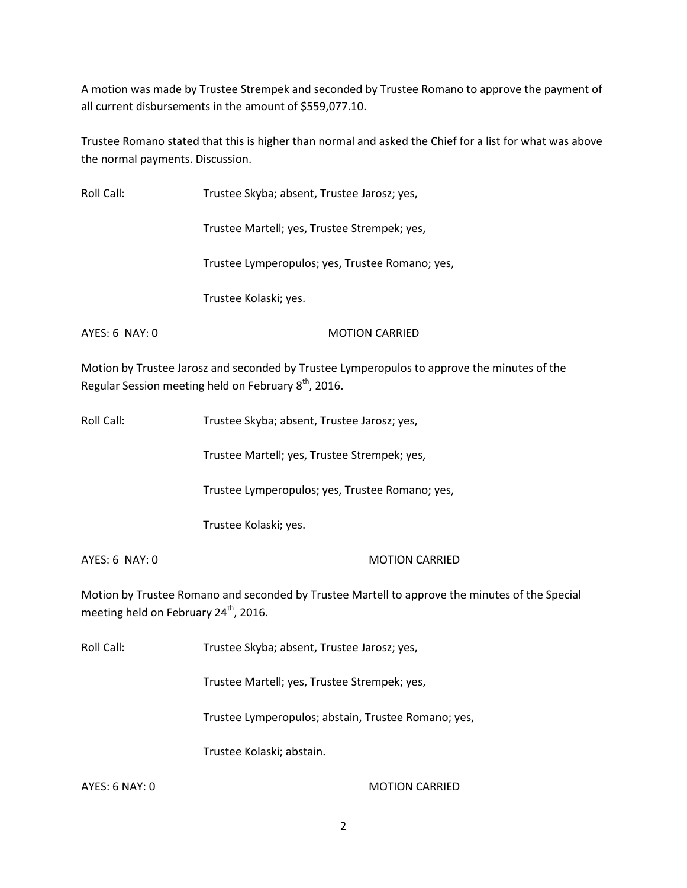A motion was made by Trustee Strempek and seconded by Trustee Romano to approve the payment of all current disbursements in the amount of $559,077.10.

Trustee Romano stated that this is higher than normal and asked the Chief for a list for what was above the normal payments. Discussion.

Roll Call: Trustee Skyba; absent, Trustee Jarosz; yes,

Trustee Martell; yes, Trustee Strempek; yes,

Trustee Lymperopulos; yes, Trustee Romano; yes,

Trustee Kolaski; yes.

AYES: 6 NAY: 0 MOTION CARRIED

Motion by Trustee Jarosz and seconded by Trustee Lymperopulos to approve the minutes of the Regular Session meeting held on February 8th, 2016.

Roll Call: Trustee Skyba; absent, Trustee Jarosz; yes,

Trustee Martell; yes, Trustee Strempek; yes,

Trustee Lymperopulos; yes, Trustee Romano; yes,

Trustee Kolaski; yes.

AYES: 6 NAY: 0 MOTION CARRIED

Motion by Trustee Romano and seconded by Trustee Martell to approve the minutes of the Special meeting held on February 24th, 2016.

Roll Call: Trustee Skyba; absent, Trustee Jarosz; yes,

Trustee Martell; yes, Trustee Strempek; yes,

Trustee Lymperopulos; abstain, Trustee Romano; yes,

Trustee Kolaski; abstain.

AYES: 6 NAY: 0 MOTION CARRIED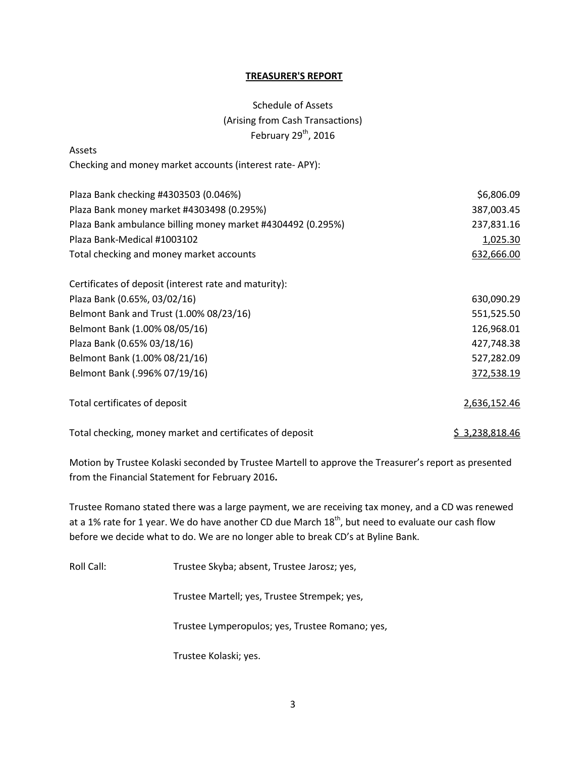**TREASURER'S REPORT**

Schedule of Assets
(Arising from Cash Transactions)
February 29th, 2016

Assets

Checking and money market accounts (interest rate- APY):

| | |
|---|---|
| Plaza Bank checking #4303503 (0.046%) | $6,806.09 |
| Plaza Bank money market #4303498 (0.295%) | 387,003.45 |
| Plaza Bank ambulance billing money market #4304492 (0.295%) | 237,831.16 |
| Plaza Bank-Medical #1003102 | 1,025.30 |
| Total checking and money market accounts | 632,666.00 |
| | |
| Certificates of deposit (interest rate and maturity): | |
| Plaza Bank (0.65%, 03/02/16) | 630,090.29 |
| Belmont Bank and Trust (1.00% 08/23/16) | 551,525.50 |
| Belmont Bank (1.00% 08/05/16) | 126,968.01 |
| Plaza Bank (0.65% 03/18/16) | 427,748.38 |
| Belmont Bank (1.00% 08/21/16) | 527,282.09 |
| Belmont Bank (.996% 07/19/16) | 372,538.19 |
| | |
| Total certificates of deposit | 2,636,152.46 |
| | |
| Total checking, money market and certificates of deposit | $ 3,238,818.46 |

Motion by Trustee Kolaski seconded by Trustee Martell to approve the Treasurer's report as presented from the Financial Statement for February 2016**.**

Trustee Romano stated there was a large payment, we are receiving tax money, and a CD was renewed at a 1% rate for 1 year. We do have another CD due March 18th, but need to evaluate our cash flow before we decide what to do. We are no longer able to break CD's at Byline Bank.

Roll Call: Trustee Skyba; absent, Trustee Jarosz; yes,

Trustee Martell; yes, Trustee Strempek; yes,

Trustee Lymperopulos; yes, Trustee Romano; yes,

Trustee Kolaski; yes.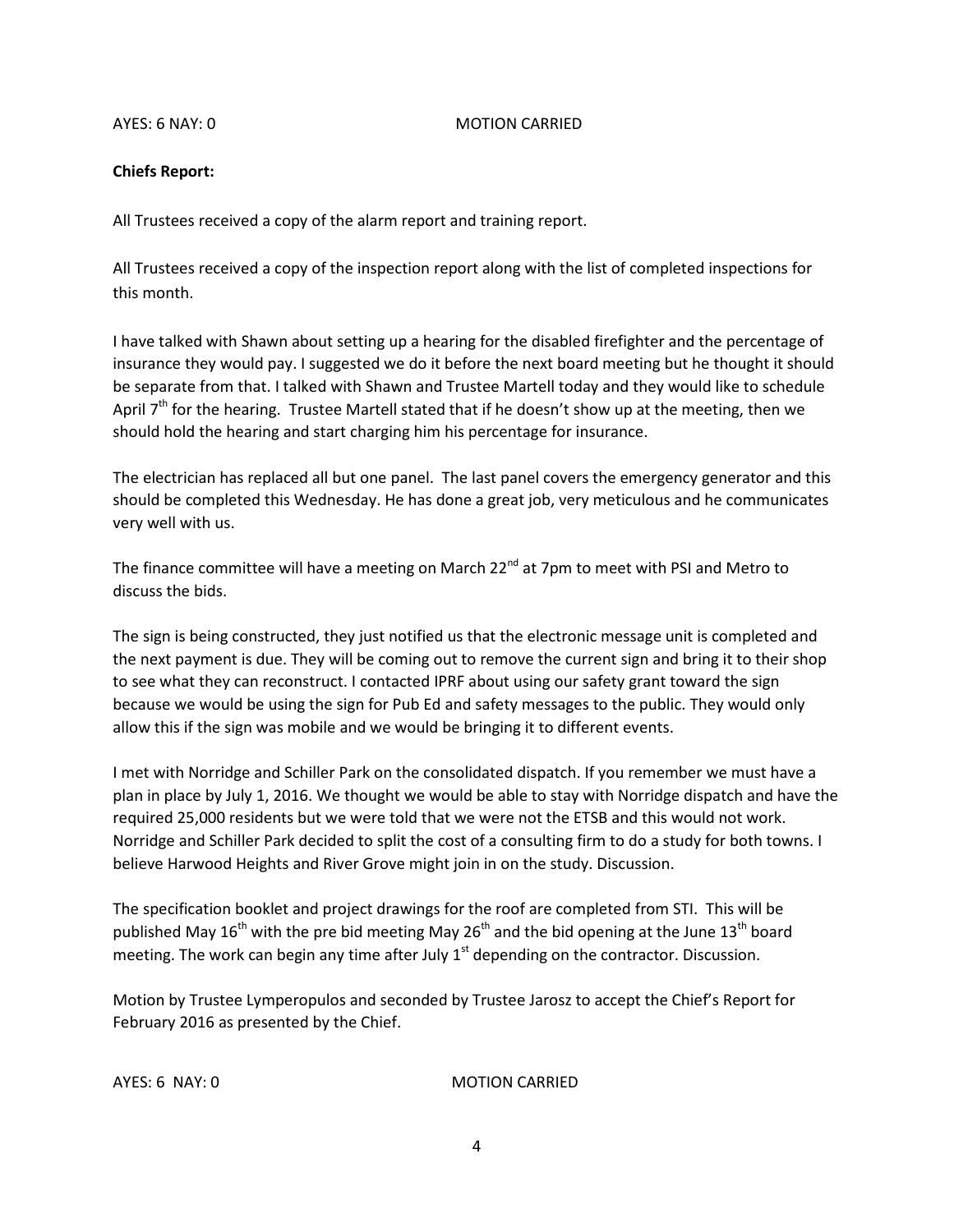AYES: 6 NAY: 0 MOTION CARRIED

**Chiefs Report:**

All Trustees received a copy of the alarm report and training report.

All Trustees received a copy of the inspection report along with the list of completed inspections for this month.

I have talked with Shawn about setting up a hearing for the disabled firefighter and the percentage of insurance they would pay. I suggested we do it before the next board meeting but he thought it should be separate from that. I talked with Shawn and Trustee Martell today and they would like to schedule April 7th for the hearing. Trustee Martell stated that if he doesn't show up at the meeting, then we should hold the hearing and start charging him his percentage for insurance.

The electrician has replaced all but one panel. The last panel covers the emergency generator and this should be completed this Wednesday. He has done a great job, very meticulous and he communicates very well with us.

The finance committee will have a meeting on March 22nd at 7pm to meet with PSI and Metro to discuss the bids.

The sign is being constructed, they just notified us that the electronic message unit is completed and the next payment is due. They will be coming out to remove the current sign and bring it to their shop to see what they can reconstruct. I contacted IPRF about using our safety grant toward the sign because we would be using the sign for Pub Ed and safety messages to the public. They would only allow this if the sign was mobile and we would be bringing it to different events.

I met with Norridge and Schiller Park on the consolidated dispatch. If you remember we must have a plan in place by July 1, 2016. We thought we would be able to stay with Norridge dispatch and have the required 25,000 residents but we were told that we were not the ETSB and this would not work. Norridge and Schiller Park decided to split the cost of a consulting firm to do a study for both towns. I believe Harwood Heights and River Grove might join in on the study. Discussion.

The specification booklet and project drawings for the roof are completed from STI. This will be published May 16th with the pre bid meeting May 26th and the bid opening at the June 13th board meeting. The work can begin any time after July 1st depending on the contractor. Discussion.

Motion by Trustee Lymperopulos and seconded by Trustee Jarosz to accept the Chief's Report for February 2016 as presented by the Chief.

AYES: 6 NAY: 0 MOTION CARRIED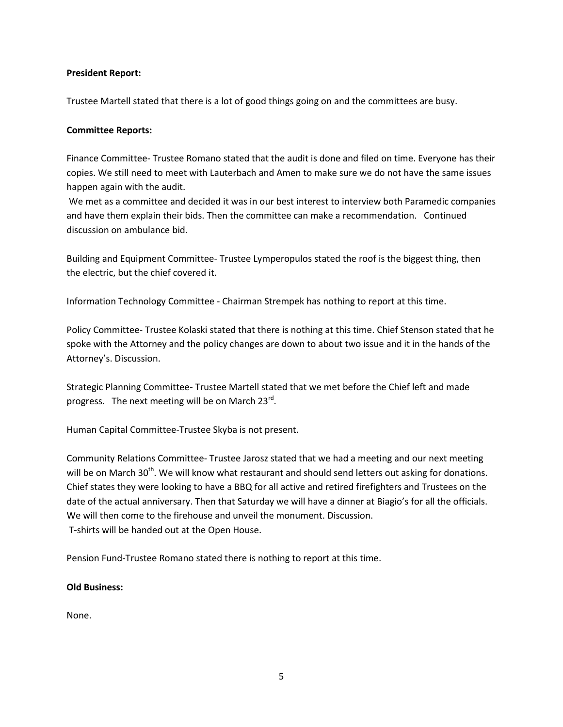**President Report:**

Trustee Martell stated that there is a lot of good things going on and the committees are busy.

**Committee Reports:**

Finance Committee- Trustee Romano stated that the audit is done and filed on time. Everyone has their copies. We still need to meet with Lauterbach and Amen to make sure we do not have the same issues happen again with the audit.

We met as a committee and decided it was in our best interest to interview both Paramedic companies and have them explain their bids. Then the committee can make a recommendation. Continued discussion on ambulance bid.

Building and Equipment Committee- Trustee Lymperopulos stated the roof is the biggest thing, then the electric, but the chief covered it.

Information Technology Committee - Chairman Strempek has nothing to report at this time.

Policy Committee- Trustee Kolaski stated that there is nothing at this time. Chief Stenson stated that he spoke with the Attorney and the policy changes are down to about two issue and it in the hands of the Attorney's. Discussion.

Strategic Planning Committee- Trustee Martell stated that we met before the Chief left and made progress. The next meeting will be on March 23rd.

Human Capital Committee-Trustee Skyba is not present.

Community Relations Committee- Trustee Jarosz stated that we had a meeting and our next meeting will be on March 30th. We will know what restaurant and should send letters out asking for donations. Chief states they were looking to have a BBQ for all active and retired firefighters and Trustees on the date of the actual anniversary. Then that Saturday we will have a dinner at Biagio's for all the officials. We will then come to the firehouse and unveil the monument. Discussion.
T-shirts will be handed out at the Open House.

Pension Fund-Trustee Romano stated there is nothing to report at this time.

**Old Business:**

None.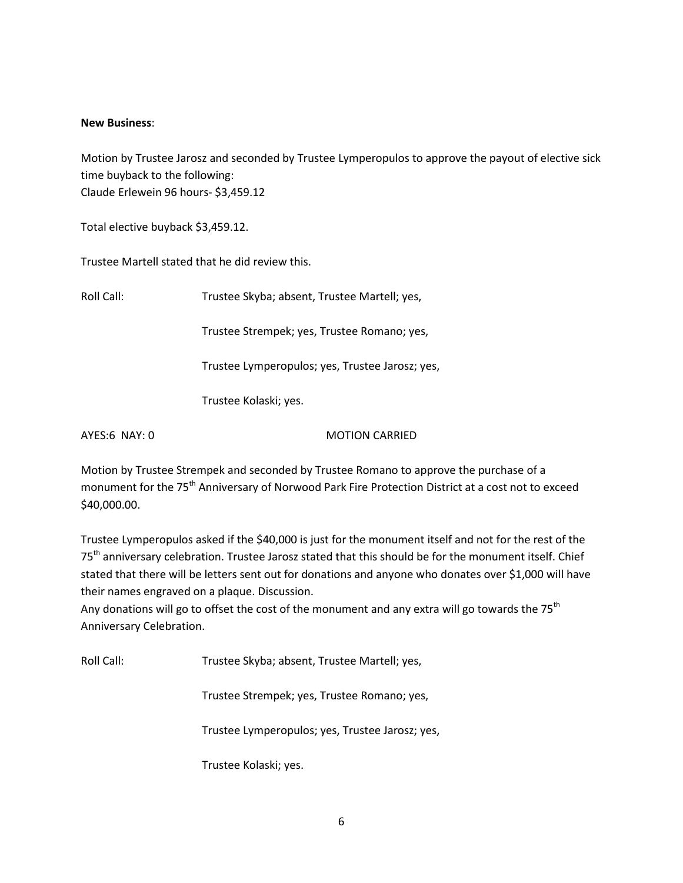**New Business**:

Motion by Trustee Jarosz and seconded by Trustee Lymperopulos to approve the payout of elective sick time buyback to the following:
Claude Erlewein 96 hours- $3,459.12

Total elective buyback $3,459.12.

Trustee Martell stated that he did review this.

Roll Call: Trustee Skyba; absent, Trustee Martell; yes,

Trustee Strempek; yes, Trustee Romano; yes,

Trustee Lymperopulos; yes, Trustee Jarosz; yes,

Trustee Kolaski; yes.

AYES:6 NAY: 0 MOTION CARRIED

Motion by Trustee Strempek and seconded by Trustee Romano to approve the purchase of a monument for the 75th Anniversary of Norwood Park Fire Protection District at a cost not to exceed $40,000.00.

Trustee Lymperopulos asked if the $40,000 is just for the monument itself and not for the rest of the 75th anniversary celebration. Trustee Jarosz stated that this should be for the monument itself. Chief stated that there will be letters sent out for donations and anyone who donates over $1,000 will have their names engraved on a plaque. Discussion.
Any donations will go to offset the cost of the monument and any extra will go towards the 75th Anniversary Celebration.

Roll Call: Trustee Skyba; absent, Trustee Martell; yes,

Trustee Strempek; yes, Trustee Romano; yes,

Trustee Lymperopulos; yes, Trustee Jarosz; yes,

Trustee Kolaski; yes.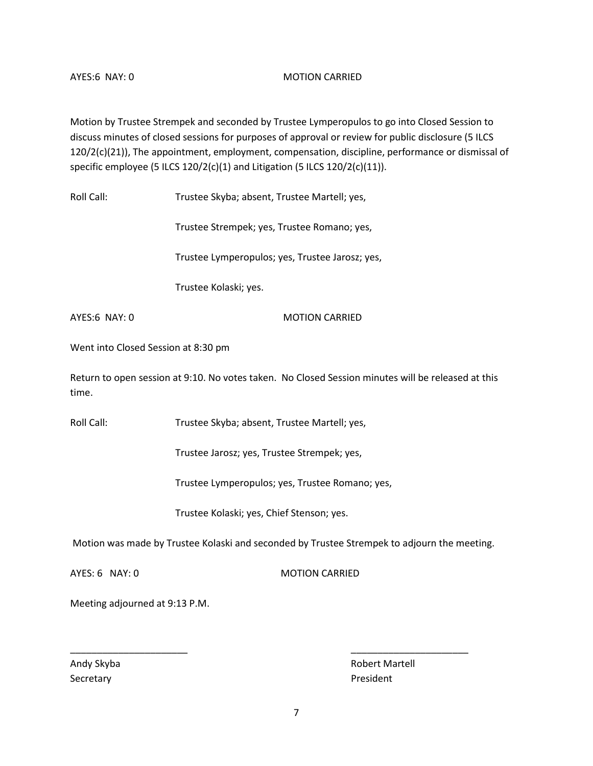AYES:6 NAY: 0 MOTION CARRIED

Motion by Trustee Strempek and seconded by Trustee Lymperopulos to go into Closed Session to discuss minutes of closed sessions for purposes of approval or review for public disclosure (5 ILCS 120/2(c)(21)), The appointment, employment, compensation, discipline, performance or dismissal of specific employee (5 ILCS 120/2(c)(1) and Litigation (5 ILCS 120/2(c)(11)).

Roll Call: Trustee Skyba; absent, Trustee Martell; yes,

Trustee Strempek; yes, Trustee Romano; yes,

Trustee Lymperopulos; yes, Trustee Jarosz; yes,

Trustee Kolaski; yes.

AYES:6 NAY: 0 MOTION CARRIED

Went into Closed Session at 8:30 pm

Return to open session at 9:10. No votes taken. No Closed Session minutes will be released at this time.

Roll Call: Trustee Skyba; absent, Trustee Martell; yes,

Trustee Jarosz; yes, Trustee Strempek; yes,

Trustee Lymperopulos; yes, Trustee Romano; yes,

Trustee Kolaski; yes, Chief Stenson; yes.

Motion was made by Trustee Kolaski and seconded by Trustee Strempek to adjourn the meeting.

AYES: 6 NAY: 0 MOTION CARRIED

Meeting adjourned at 9:13 P.M.

______________________ ______________________

Andy Skyba
Secretary

Robert Martell
President